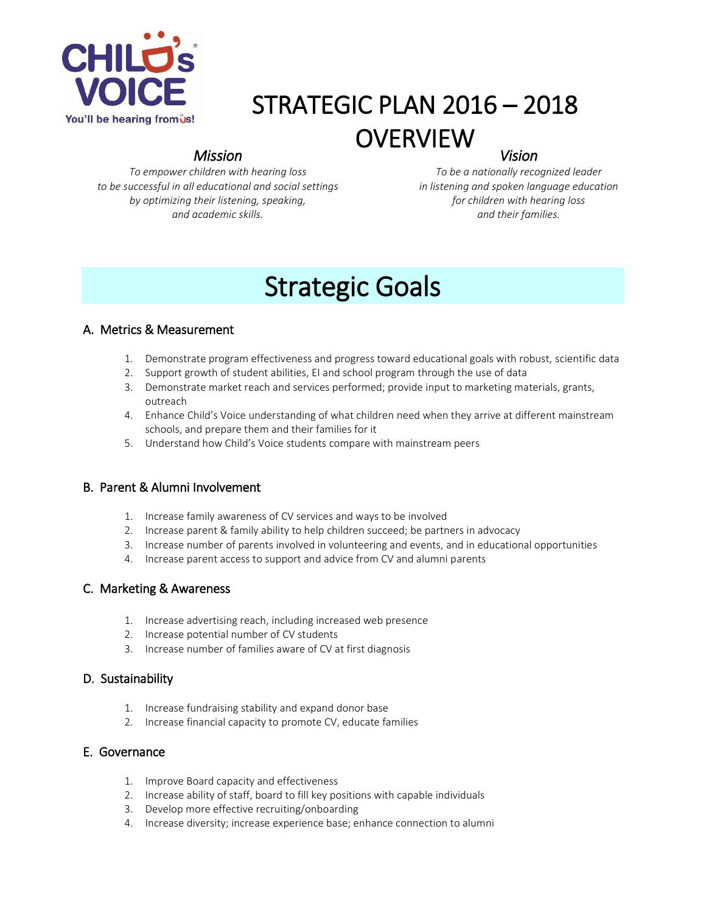CHILD'S VOICE
You'll be hearing from us!

# STRATEGIC PLAN 2016 – 2018 OVERVIEW

## *Mission*

*To empower children with hearing loss to be successful in all educational and social settings by optimizing their listening, speaking, and academic skills.*

## *Vision*

*To be a nationally recognized leader in listening and spoken language education for children with hearing loss and their families.*

# Strategic Goals

## A. Metrics & Measurement

1. Demonstrate program effectiveness and progress toward educational goals with robust, scientific data
2. Support growth of student abilities, EI and school program through the use of data
3. Demonstrate market reach and services performed; provide input to marketing materials, grants, outreach
4. Enhance Child's Voice understanding of what children need when they arrive at different mainstream schools, and prepare them and their families for it
5. Understand how Child's Voice students compare with mainstream peers

## B. Parent & Alumni Involvement

1. Increase family awareness of CV services and ways to be involved
2. Increase parent & family ability to help children succeed; be partners in advocacy
3. Increase number of parents involved in volunteering and events, and in educational opportunities
4. Increase parent access to support and advice from CV and alumni parents

## C. Marketing & Awareness

1. Increase advertising reach, including increased web presence
2. Increase potential number of CV students
3. Increase number of families aware of CV at first diagnosis

## D. Sustainability

1. Increase fundraising stability and expand donor base
2. Increase financial capacity to promote CV, educate families

## E. Governance

1. Improve Board capacity and effectiveness
2. Increase ability of staff, board to fill key positions with capable individuals
3. Develop more effective recruiting/onboarding
4. Increase diversity; increase experience base; enhance connection to alumni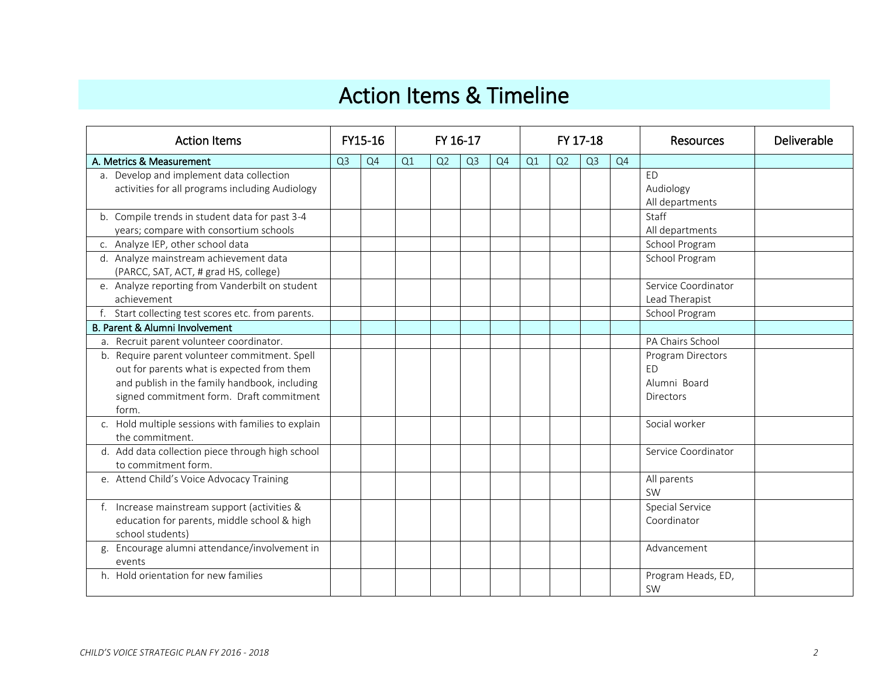# Action Items & Timeline

| Action Items | FY15-16 | | FY 16-17 | | | | FY 17-18 | | | | Resources | Deliverable |
|---|---|---|---|---|---|---|---|---|---|---|---|---|
| **A. Metrics & Measurement** | Q3 | Q4 | Q1 | Q2 | Q3 | Q4 | Q1 | Q2 | Q3 | Q4 | | |
| a. Develop and implement data collection activities for all programs including Audiology | | | | | | | | | | | ED<br>Audiology<br>All departments | |
| b. Compile trends in student data for past 3-4 years; compare with consortium schools | | | | | | | | | | | Staff<br>All departments | |
| c. Analyze IEP, other school data | | | | | | | | | | | School Program | |
| d. Analyze mainstream achievement data (PARCC, SAT, ACT, # grad HS, college) | | | | | | | | | | | School Program | |
| e. Analyze reporting from Vanderbilt on student achievement | | | | | | | | | | | Service Coordinator<br>Lead Therapist | |
| f. Start collecting test scores etc. from parents. | | | | | | | | | | | School Program | |
| **B. Parent & Alumni Involvement** | | | | | | | | | | | | |
| a. Recruit parent volunteer coordinator. | | | | | | | | | | | PA Chairs School | |
| b. Require parent volunteer commitment. Spell out for parents what is expected from them and publish in the family handbook, including signed commitment form. Draft commitment form. | | | | | | | | | | | Program Directors<br>ED<br>Alumni Board<br>Directors | |
| c. Hold multiple sessions with families to explain the commitment. | | | | | | | | | | | Social worker | |
| d. Add data collection piece through high school to commitment form. | | | | | | | | | | | Service Coordinator | |
| e. Attend Child's Voice Advocacy Training | | | | | | | | | | | All parents<br>SW | |
| f. Increase mainstream support (activities & education for parents, middle school & high school students) | | | | | | | | | | | Special Service Coordinator | |
| g. Encourage alumni attendance/involvement in events | | | | | | | | | | | Advancement | |
| h. Hold orientation for new families | | | | | | | | | | | Program Heads, ED, SW | |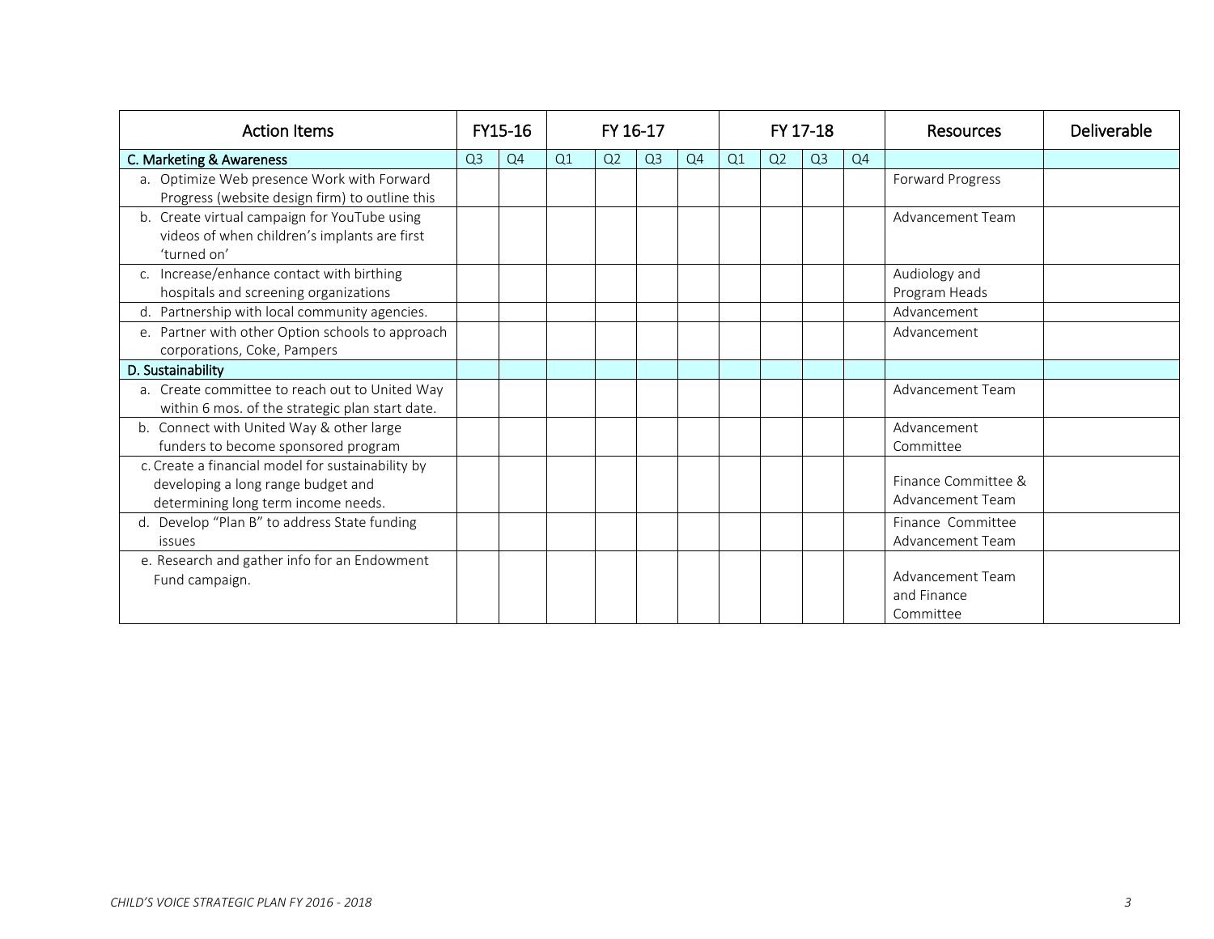| Action Items | FY15-16 | | FY 16-17 | | | | FY 17-18 | | | | Resources | Deliverable |
|---|---|---|---|---|---|---|---|---|---|---|---|---|
| **C. Marketing & Awareness** | Q3 | Q4 | Q1 | Q2 | Q3 | Q4 | Q1 | Q2 | Q3 | Q4 | | |
| a. Optimize Web presence Work with Forward Progress (website design firm) to outline this | | | | | | | | | | | Forward Progress | |
| b. Create virtual campaign for YouTube using videos of when children's implants are first 'turned on' | | | | | | | | | | | Advancement Team | |
| c. Increase/enhance contact with birthing hospitals and screening organizations | | | | | | | | | | | Audiology and Program Heads | |
| d. Partnership with local community agencies. | | | | | | | | | | | Advancement | |
| e. Partner with other Option schools to approach corporations, Coke, Pampers | | | | | | | | | | | Advancement | |
| **D. Sustainability** | | | | | | | | | | | | |
| a. Create committee to reach out to United Way within 6 mos. of the strategic plan start date. | | | | | | | | | | | Advancement Team | |
| b. Connect with United Way & other large funders to become sponsored program | | | | | | | | | | | Advancement Committee | |
| c. Create a financial model for sustainability by developing a long range budget and determining long term income needs. | | | | | | | | | | | Finance Committee & Advancement Team | |
| d. Develop "Plan B" to address State funding issues | | | | | | | | | | | Finance Committee Advancement Team | |
| e. Research and gather info for an Endowment Fund campaign. | | | | | | | | | | | Advancement Team and Finance Committee | |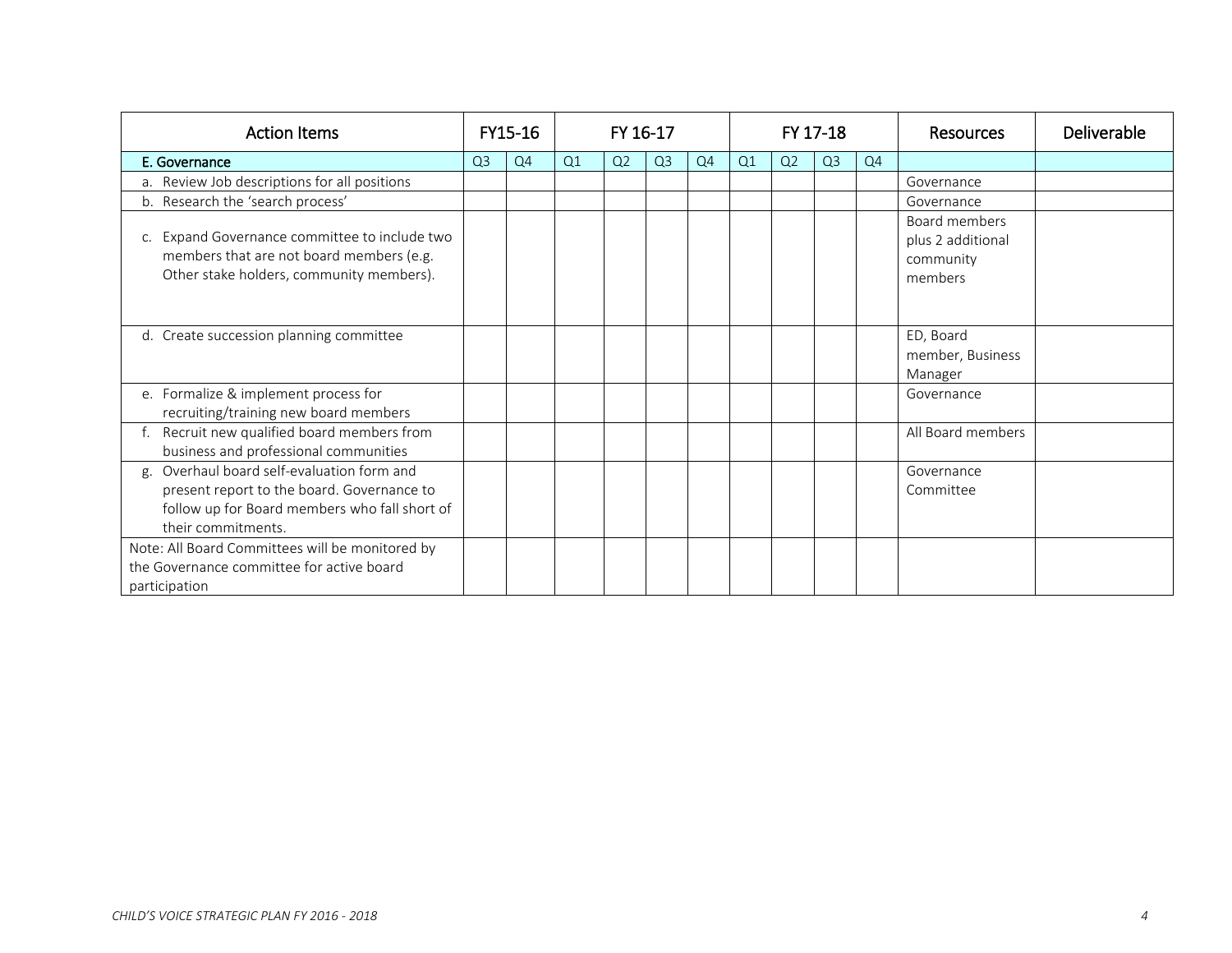| Action Items | FY15-16 | | FY 16-17 | | | | FY 17-18 | | | | Resources | Deliverable |
|---|---|---|---|---|---|---|---|---|---|---|---|---|
| E. Governance | Q3 | Q4 | Q1 | Q2 | Q3 | Q4 | Q1 | Q2 | Q3 | Q4 | | |
| a. Review Job descriptions for all positions | | | | | | | | | | | Governance | |
| b. Research the 'search process' | | | | | | | | | | | Governance | |
| c. Expand Governance committee to include two members that are not board members (e.g. Other stake holders, community members). | | | | | | | | | | | Board members plus 2 additional community members | |
| d. Create succession planning committee | | | | | | | | | | | ED, Board member, Business Manager | |
| e. Formalize & implement process for recruiting/training new board members | | | | | | | | | | | Governance | |
| f. Recruit new qualified board members from business and professional communities | | | | | | | | | | | All Board members | |
| g. Overhaul board self-evaluation form and present report to the board. Governance to follow up for Board members who fall short of their commitments. | | | | | | | | | | | Governance Committee | |
| Note: All Board Committees will be monitored by the Governance committee for active board participation | | | | | | | | | | | | |